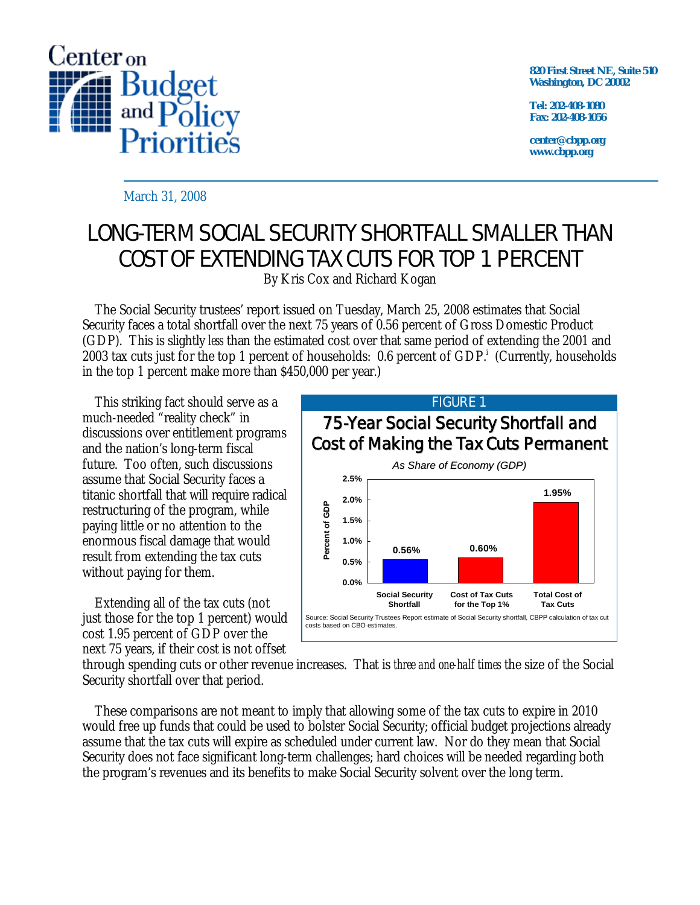Center on Budget and Policy Priorities

820 First Street NE, Suite 510
Washington, DC 20002

Tel: 202-408-1080
Fax: 202-408-1056

center@cbpp.org
www.cbpp.org

March 31, 2008

# LONG-TERM SOCIAL SECURITY SHORTFALL SMALLER THAN COST OF EXTENDING TAX CUTS FOR TOP 1 PERCENT

By Kris Cox and Richard Kogan

The Social Security trustees' report issued on Tuesday, March 25, 2008 estimates that Social Security faces a total shortfall over the next 75 years of 0.56 percent of Gross Domestic Product (GDP). This is slightly *less* than the estimated cost over that same period of extending the 2001 and 2003 tax cuts just for the top 1 percent of households: 0.6 percent of GDP.[i] (Currently, households in the top 1 percent make more than $450,000 per year.)

This striking fact should serve as a much-needed "reality check" in discussions over entitlement programs and the nation's long-term fiscal future. Too often, such discussions assume that Social Security faces a titanic shortfall that will require radical restructuring of the program, while paying little or no attention to the enormous fiscal damage that would result from extending the tax cuts without paying for them.

Extending all of the tax cuts (not just those for the top 1 percent) would cost 1.95 percent of GDP over the next 75 years, if their cost is not offset through spending cuts or other revenue increases. That is *three and one-half times* the size of the Social Security shortfall over that period.

**FIGURE 1**

**75-Year Social Security Shortfall and Cost of Making the Tax Cuts Permanent**

*As Share of Economy (GDP)*

| | Percent of GDP |
|---|---|
| Social Security Shortfall | 0.56% |
| Cost of Tax Cuts for the Top 1% | 0.60% |
| Total Cost of Tax Cuts | 1.95% |

Source: Social Security Trustees Report estimate of Social Security shortfall, CBPP calculation of tax cut costs based on CBO estimates.

These comparisons are not meant to imply that allowing some of the tax cuts to expire in 2010 would free up funds that could be used to bolster Social Security; official budget projections already assume that the tax cuts will expire as scheduled under current law. Nor do they mean that Social Security does not face significant long-term challenges; hard choices will be needed regarding both the program's revenues and its benefits to make Social Security solvent over the long term.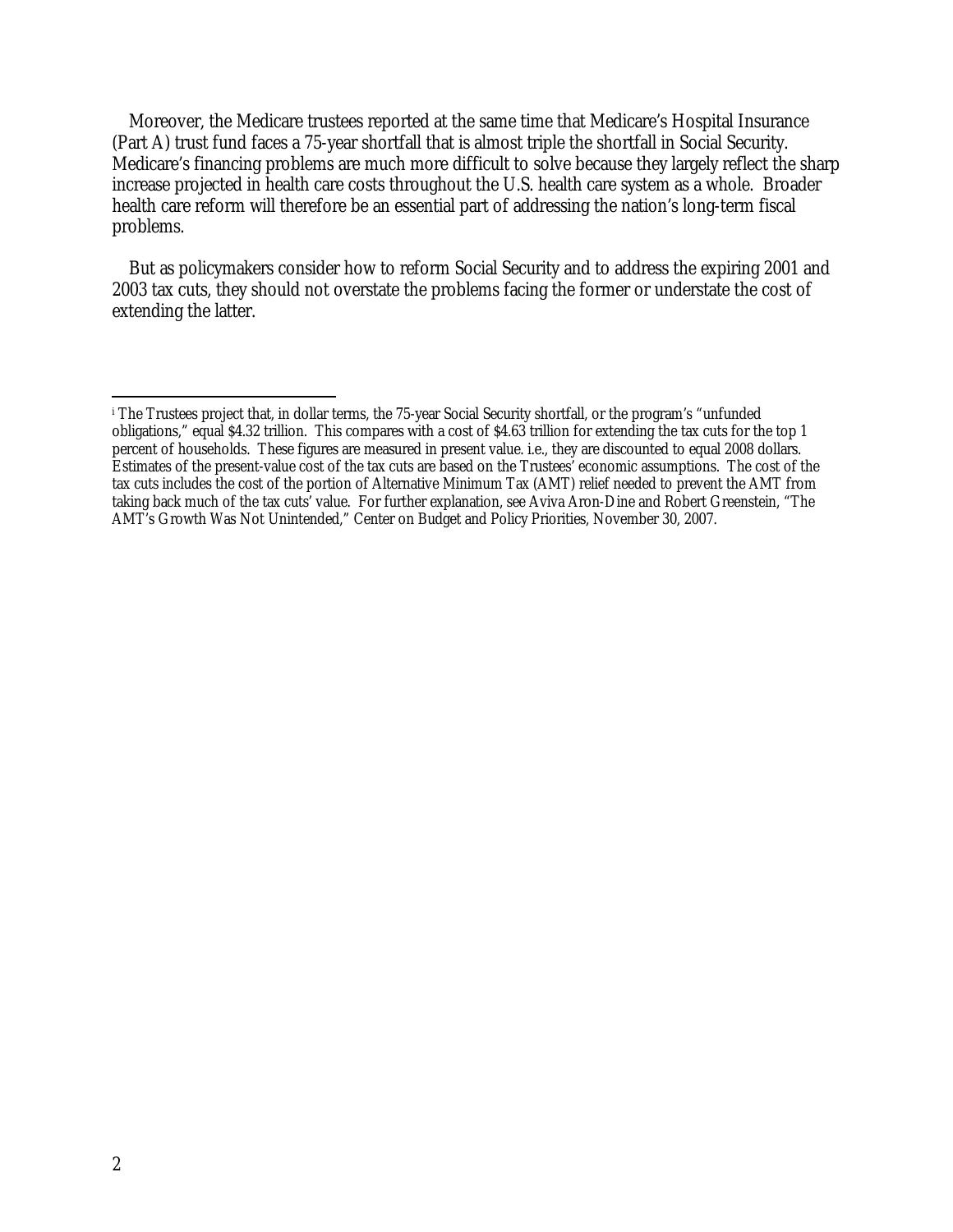Moreover, the Medicare trustees reported at the same time that Medicare's Hospital Insurance (Part A) trust fund faces a 75-year shortfall that is almost triple the shortfall in Social Security. Medicare's financing problems are much more difficult to solve because they largely reflect the sharp increase projected in health care costs throughout the U.S. health care system as a whole. Broader health care reform will therefore be an essential part of addressing the nation's long-term fiscal problems.

But as policymakers consider how to reform Social Security and to address the expiring 2001 and 2003 tax cuts, they should not overstate the problems facing the former or understate the cost of extending the latter.

---

[i] The Trustees project that, in dollar terms, the 75-year Social Security shortfall, or the program's "unfunded obligations," equal $4.32 trillion. This compares with a cost of $4.63 trillion for extending the tax cuts for the top 1 percent of households. These figures are measured in present value. i.e., they are discounted to equal 2008 dollars. Estimates of the present-value cost of the tax cuts are based on the Trustees' economic assumptions. The cost of the tax cuts includes the cost of the portion of Alternative Minimum Tax (AMT) relief needed to prevent the AMT from taking back much of the tax cuts' value. For further explanation, see Aviva Aron-Dine and Robert Greenstein, "The AMT's Growth Was Not Unintended," Center on Budget and Policy Priorities, November 30, 2007.